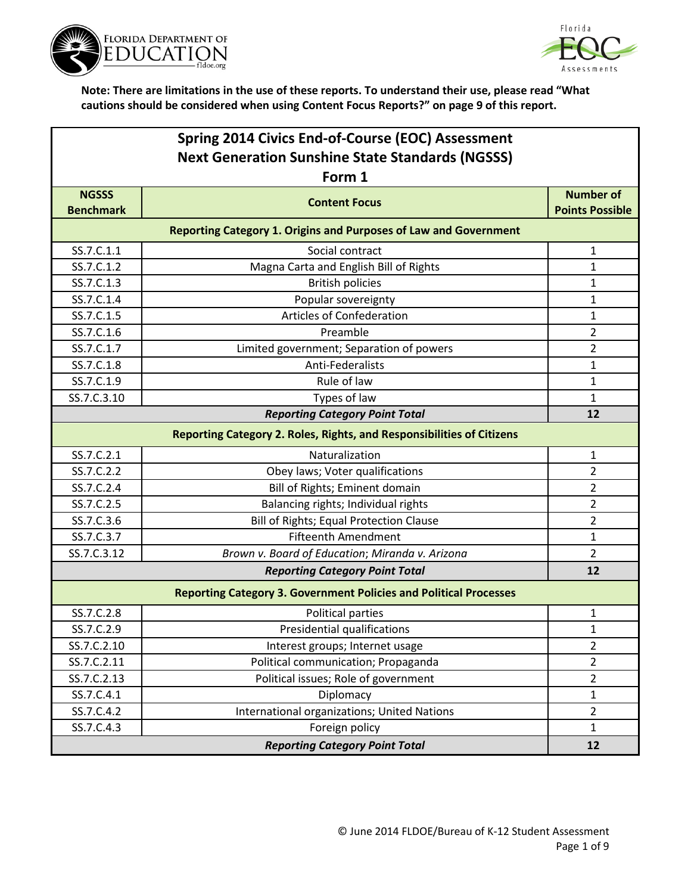**Note: There are limitations in the use of these reports. To understand their use, please read "What cautions should be considered when using Content Focus Reports?" on page 9 of this report.**

| Spring 2014 Civics End-of-Course (EOC) Assessment<br>Next Generation Sunshine State Standards (NGSSS)<br>Form 1 | | |
|---|---|---|
| **NGSSS Benchmark** | **Content Focus** | **Number of Points Possible** |
| **Reporting Category 1. Origins and Purposes of Law and Government** | | |
| SS.7.C.1.1 | Social contract | 1 |
| SS.7.C.1.2 | Magna Carta and English Bill of Rights | 1 |
| SS.7.C.1.3 | British policies | 1 |
| SS.7.C.1.4 | Popular sovereignty | 1 |
| SS.7.C.1.5 | Articles of Confederation | 1 |
| SS.7.C.1.6 | Preamble | 2 |
| SS.7.C.1.7 | Limited government; Separation of powers | 2 |
| SS.7.C.1.8 | Anti-Federalists | 1 |
| SS.7.C.1.9 | Rule of law | 1 |
| SS.7.C.3.10 | Types of law | 1 |
| | ***Reporting Category Point Total*** | **12** |
| **Reporting Category 2. Roles, Rights, and Responsibilities of Citizens** | | |
| SS.7.C.2.1 | Naturalization | 1 |
| SS.7.C.2.2 | Obey laws; Voter qualifications | 2 |
| SS.7.C.2.4 | Bill of Rights; Eminent domain | 2 |
| SS.7.C.2.5 | Balancing rights; Individual rights | 2 |
| SS.7.C.3.6 | Bill of Rights; Equal Protection Clause | 2 |
| SS.7.C.3.7 | Fifteenth Amendment | 1 |
| SS.7.C.3.12 | *Brown v. Board of Education*; *Miranda v. Arizona* | 2 |
| | ***Reporting Category Point Total*** | **12** |
| **Reporting Category 3. Government Policies and Political Processes** | | |
| SS.7.C.2.8 | Political parties | 1 |
| SS.7.C.2.9 | Presidential qualifications | 1 |
| SS.7.C.2.10 | Interest groups; Internet usage | 2 |
| SS.7.C.2.11 | Political communication; Propaganda | 2 |
| SS.7.C.2.13 | Political issues; Role of government | 2 |
| SS.7.C.4.1 | Diplomacy | 1 |
| SS.7.C.4.2 | International organizations; United Nations | 2 |
| SS.7.C.4.3 | Foreign policy | 1 |
| | ***Reporting Category Point Total*** | **12** |

© June 2014 FLDOE/Bureau of K-12 Student Assessment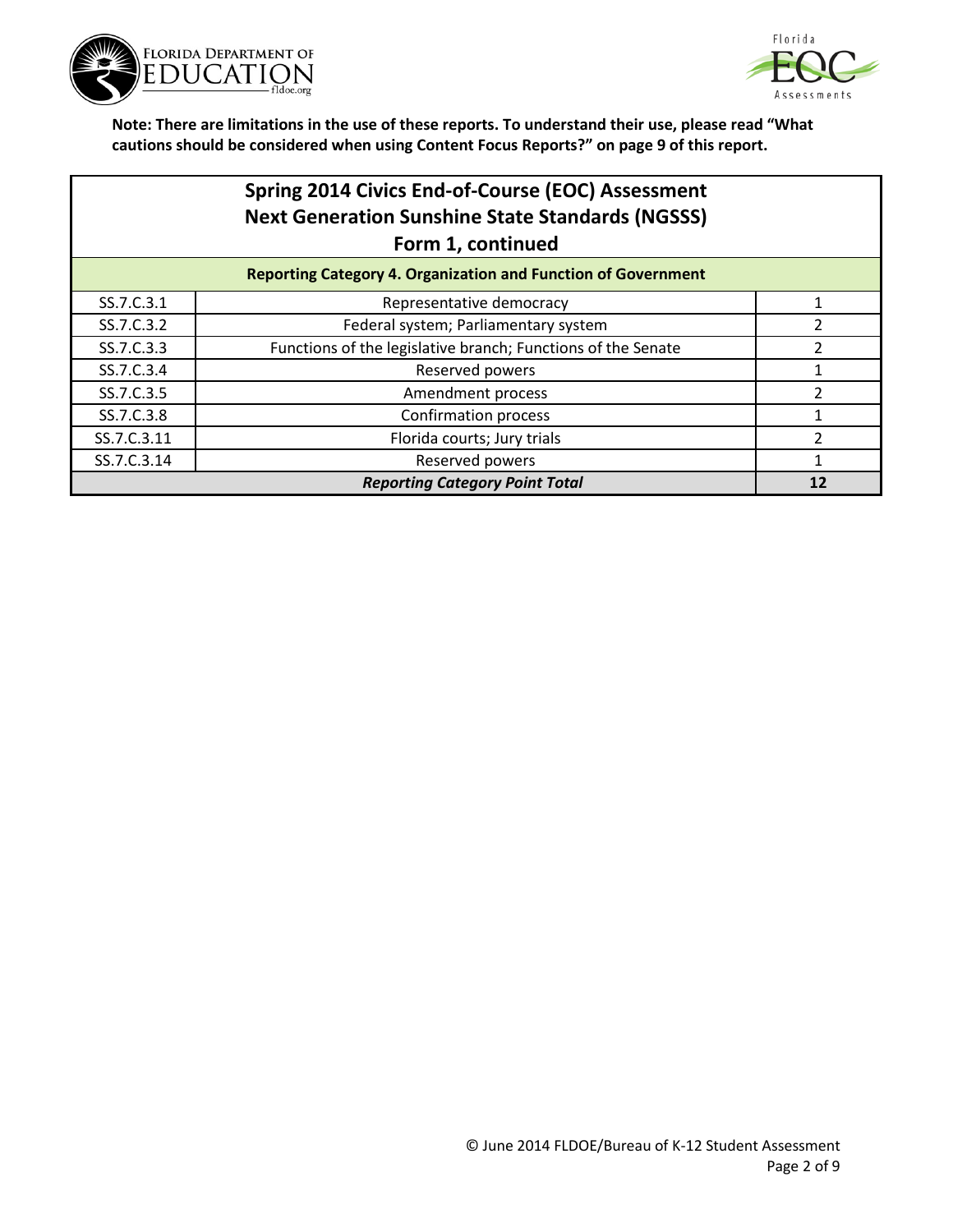**Note: There are limitations in the use of these reports. To understand their use, please read "What cautions should be considered when using Content Focus Reports?" on page 9 of this report.**

## Spring 2014 Civics End-of-Course (EOC) Assessment
## Next Generation Sunshine State Standards (NGSSS)
## Form 1, continued

| Reporting Category 4. Organization and Function of Government | | |
|---|---|---|
| SS.7.C.3.1 | Representative democracy | 1 |
| SS.7.C.3.2 | Federal system; Parliamentary system | 2 |
| SS.7.C.3.3 | Functions of the legislative branch; Functions of the Senate | 2 |
| SS.7.C.3.4 | Reserved powers | 1 |
| SS.7.C.3.5 | Amendment process | 2 |
| SS.7.C.3.8 | Confirmation process | 1 |
| SS.7.C.3.11 | Florida courts; Jury trials | 2 |
| SS.7.C.3.14 | Reserved powers | 1 |
| ***Reporting Category Point Total*** | | **12** |

© June 2014 FLDOE/Bureau of K-12 Student Assessment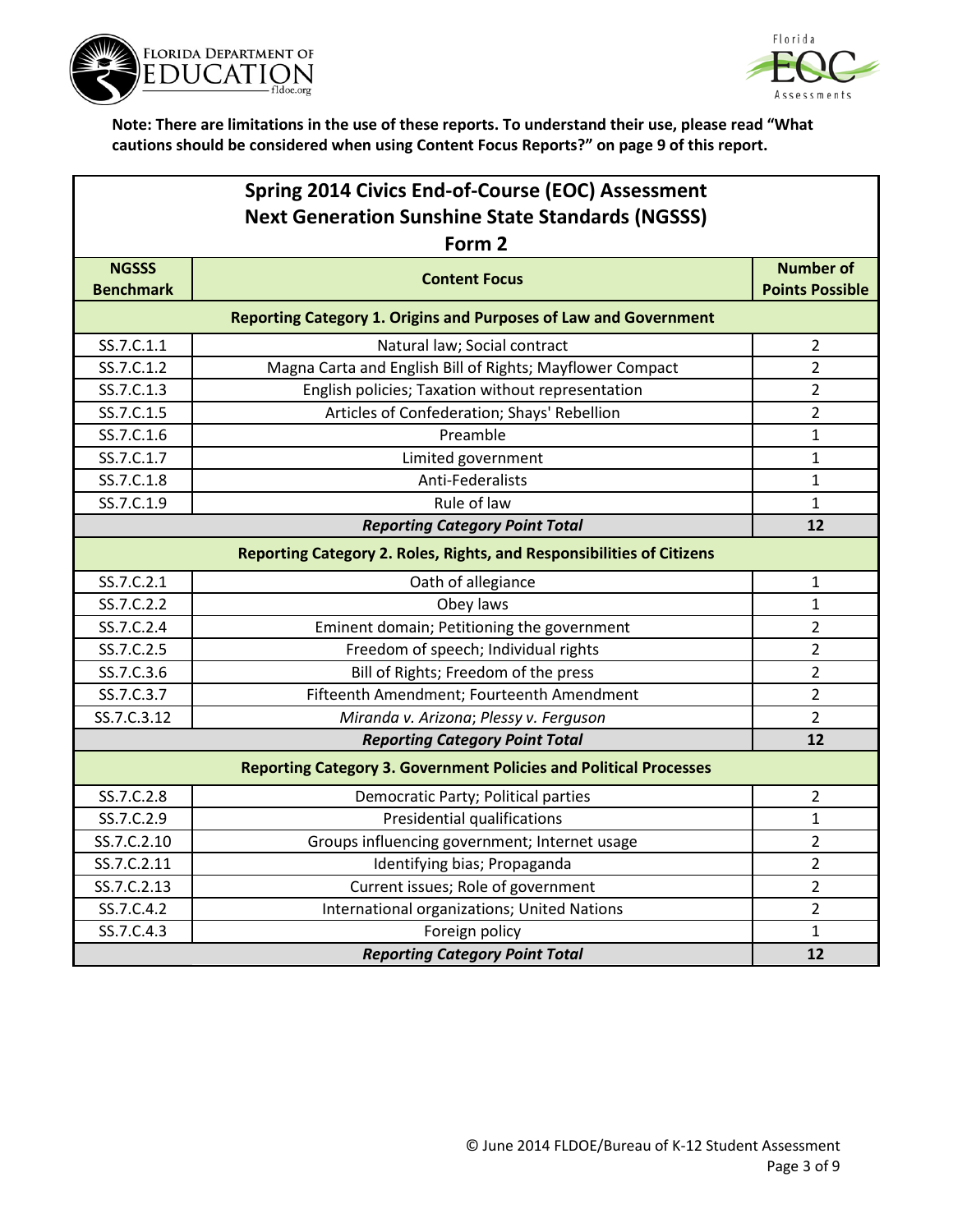**Note: There are limitations in the use of these reports. To understand their use, please read "What cautions should be considered when using Content Focus Reports?" on page 9 of this report.**

## Spring 2014 Civics End-of-Course (EOC) Assessment
## Next Generation Sunshine State Standards (NGSSS)
### Form 2

| NGSSS Benchmark | Content Focus | Number of Points Possible |
|---|---|---|
| **Reporting Category 1. Origins and Purposes of Law and Government** | | |
| SS.7.C.1.1 | Natural law; Social contract | 2 |
| SS.7.C.1.2 | Magna Carta and English Bill of Rights; Mayflower Compact | 2 |
| SS.7.C.1.3 | English policies; Taxation without representation | 2 |
| SS.7.C.1.5 | Articles of Confederation; Shays' Rebellion | 2 |
| SS.7.C.1.6 | Preamble | 1 |
| SS.7.C.1.7 | Limited government | 1 |
| SS.7.C.1.8 | Anti-Federalists | 1 |
| SS.7.C.1.9 | Rule of law | 1 |
| ***Reporting Category Point Total*** | | **12** |
| **Reporting Category 2. Roles, Rights, and Responsibilities of Citizens** | | |
| SS.7.C.2.1 | Oath of allegiance | 1 |
| SS.7.C.2.2 | Obey laws | 1 |
| SS.7.C.2.4 | Eminent domain; Petitioning the government | 2 |
| SS.7.C.2.5 | Freedom of speech; Individual rights | 2 |
| SS.7.C.3.6 | Bill of Rights; Freedom of the press | 2 |
| SS.7.C.3.7 | Fifteenth Amendment; Fourteenth Amendment | 2 |
| SS.7.C.3.12 | *Miranda v. Arizona*; *Plessy v. Ferguson* | 2 |
| ***Reporting Category Point Total*** | | **12** |
| **Reporting Category 3. Government Policies and Political Processes** | | |
| SS.7.C.2.8 | Democratic Party; Political parties | 2 |
| SS.7.C.2.9 | Presidential qualifications | 1 |
| SS.7.C.2.10 | Groups influencing government; Internet usage | 2 |
| SS.7.C.2.11 | Identifying bias; Propaganda | 2 |
| SS.7.C.2.13 | Current issues; Role of government | 2 |
| SS.7.C.4.2 | International organizations; United Nations | 2 |
| SS.7.C.4.3 | Foreign policy | 1 |
| ***Reporting Category Point Total*** | | **12** |

© June 2014 FLDOE/Bureau of K-12 Student Assessment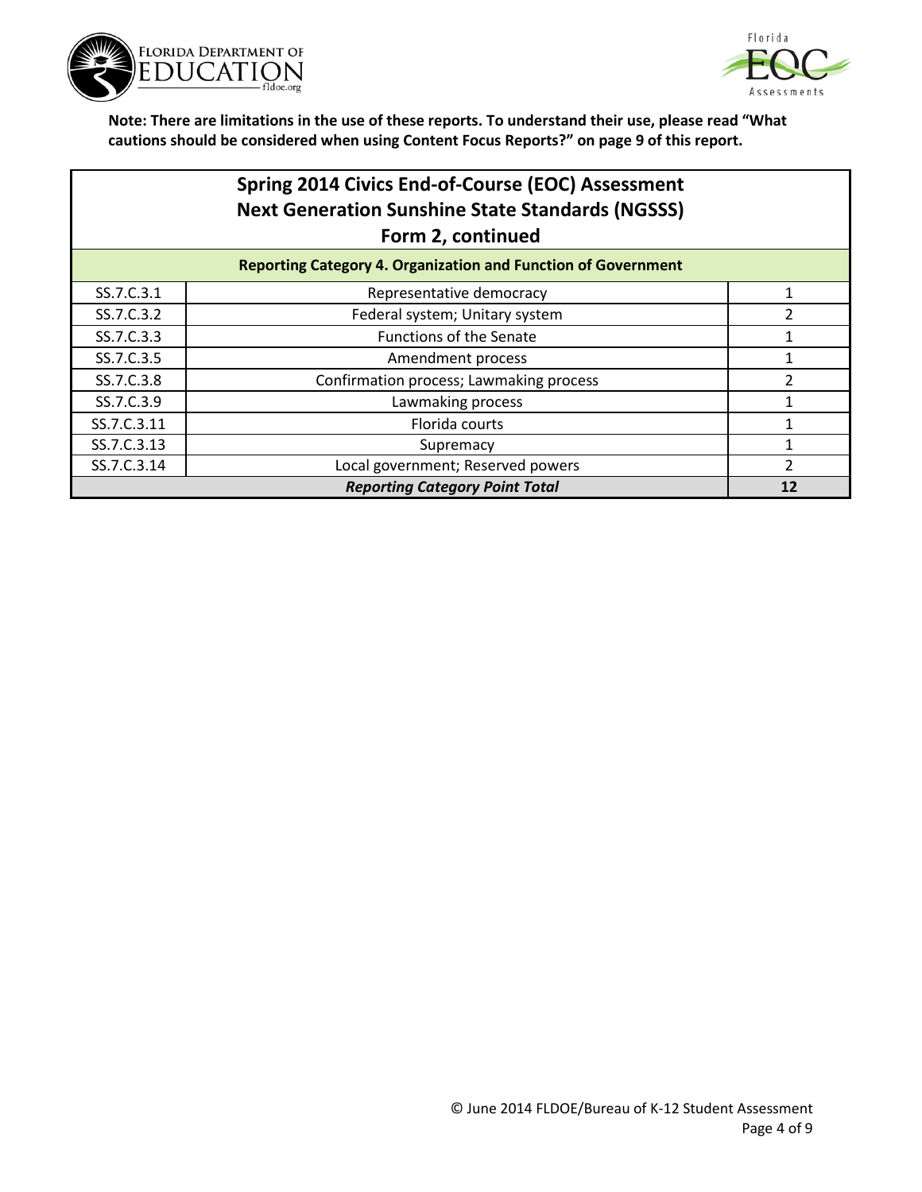**Note: There are limitations in the use of these reports. To understand their use, please read "What cautions should be considered when using Content Focus Reports?" on page 9 of this report.**

## Spring 2014 Civics End-of-Course (EOC) Assessment
## Next Generation Sunshine State Standards (NGSSS)
## Form 2, continued

| Reporting Category 4. Organization and Function of Government | | |
|---|---|---|
| SS.7.C.3.1 | Representative democracy | 1 |
| SS.7.C.3.2 | Federal system; Unitary system | 2 |
| SS.7.C.3.3 | Functions of the Senate | 1 |
| SS.7.C.3.5 | Amendment process | 1 |
| SS.7.C.3.8 | Confirmation process; Lawmaking process | 2 |
| SS.7.C.3.9 | Lawmaking process | 1 |
| SS.7.C.3.11 | Florida courts | 1 |
| SS.7.C.3.13 | Supremacy | 1 |
| SS.7.C.3.14 | Local government; Reserved powers | 2 |
| ***Reporting Category Point Total*** | | **12** |

© June 2014 FLDOE/Bureau of K-12 Student Assessment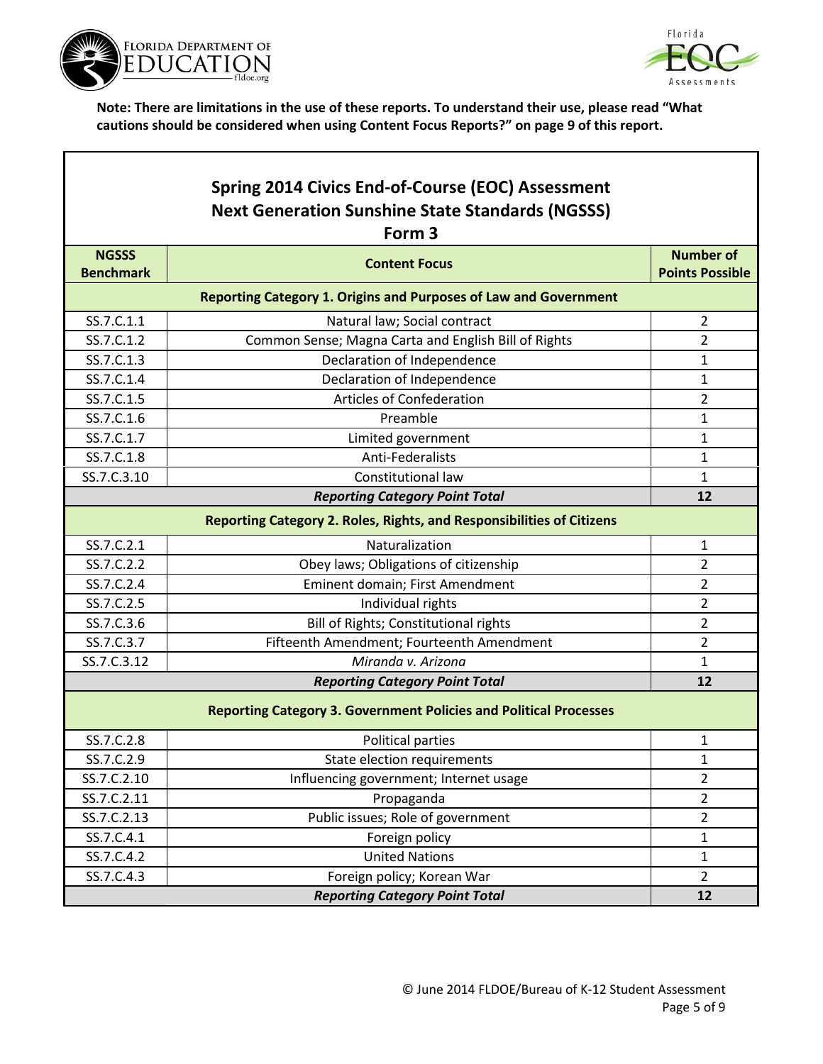**Note: There are limitations in the use of these reports. To understand their use, please read "What cautions should be considered when using Content Focus Reports?" on page 9 of this report.**

## Spring 2014 Civics End-of-Course (EOC) Assessment Next Generation Sunshine State Standards (NGSSS) Form 3

| NGSSS Benchmark | Content Focus | Number of Points Possible |
|---|---|---|
| **Reporting Category 1. Origins and Purposes of Law and Government** | | |
| SS.7.C.1.1 | Natural law; Social contract | 2 |
| SS.7.C.1.2 | Common Sense; Magna Carta and English Bill of Rights | 2 |
| SS.7.C.1.3 | Declaration of Independence | 1 |
| SS.7.C.1.4 | Declaration of Independence | 1 |
| SS.7.C.1.5 | Articles of Confederation | 2 |
| SS.7.C.1.6 | Preamble | 1 |
| SS.7.C.1.7 | Limited government | 1 |
| SS.7.C.1.8 | Anti-Federalists | 1 |
| SS.7.C.3.10 | Constitutional law | 1 |
| | ***Reporting Category Point Total*** | **12** |
| **Reporting Category 2. Roles, Rights, and Responsibilities of Citizens** | | |
| SS.7.C.2.1 | Naturalization | 1 |
| SS.7.C.2.2 | Obey laws; Obligations of citizenship | 2 |
| SS.7.C.2.4 | Eminent domain; First Amendment | 2 |
| SS.7.C.2.5 | Individual rights | 2 |
| SS.7.C.3.6 | Bill of Rights; Constitutional rights | 2 |
| SS.7.C.3.7 | Fifteenth Amendment; Fourteenth Amendment | 2 |
| SS.7.C.3.12 | *Miranda v. Arizona* | 1 |
| | ***Reporting Category Point Total*** | **12** |
| **Reporting Category 3. Government Policies and Political Processes** | | |
| SS.7.C.2.8 | Political parties | 1 |
| SS.7.C.2.9 | State election requirements | 1 |
| SS.7.C.2.10 | Influencing government; Internet usage | 2 |
| SS.7.C.2.11 | Propaganda | 2 |
| SS.7.C.2.13 | Public issues; Role of government | 2 |
| SS.7.C.4.1 | Foreign policy | 1 |
| SS.7.C.4.2 | United Nations | 1 |
| SS.7.C.4.3 | Foreign policy; Korean War | 2 |
| | ***Reporting Category Point Total*** | **12** |

© June 2014 FLDOE/Bureau of K-12 Student Assessment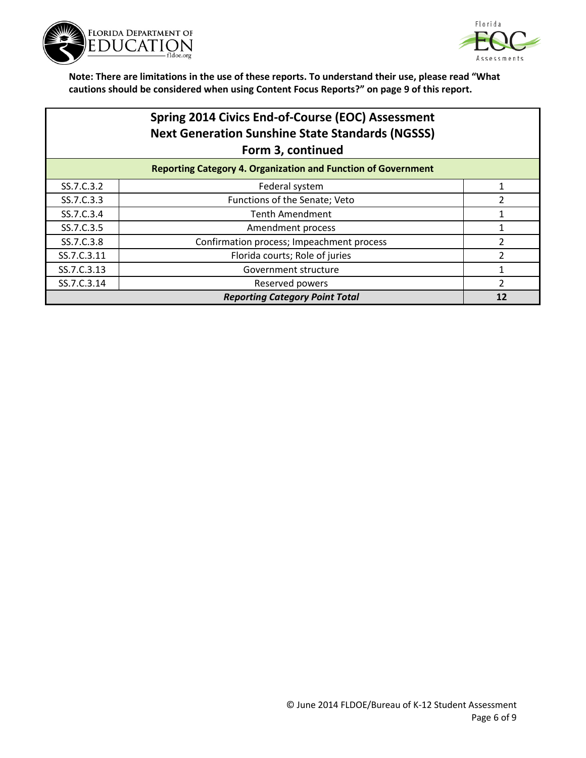**Note: There are limitations in the use of these reports. To understand their use, please read "What cautions should be considered when using Content Focus Reports?" on page 9 of this report.**

## Spring 2014 Civics End-of-Course (EOC) Assessment
## Next Generation Sunshine State Standards (NGSSS)
## Form 3, continued

| Reporting Category 4. Organization and Function of Government | | |
|---|---|---|
| SS.7.C.3.2 | Federal system | 1 |
| SS.7.C.3.3 | Functions of the Senate; Veto | 2 |
| SS.7.C.3.4 | Tenth Amendment | 1 |
| SS.7.C.3.5 | Amendment process | 1 |
| SS.7.C.3.8 | Confirmation process; Impeachment process | 2 |
| SS.7.C.3.11 | Florida courts; Role of juries | 2 |
| SS.7.C.3.13 | Government structure | 1 |
| SS.7.C.3.14 | Reserved powers | 2 |
| ***Reporting Category Point Total*** | | **12** |

© June 2014 FLDOE/Bureau of K-12 Student Assessment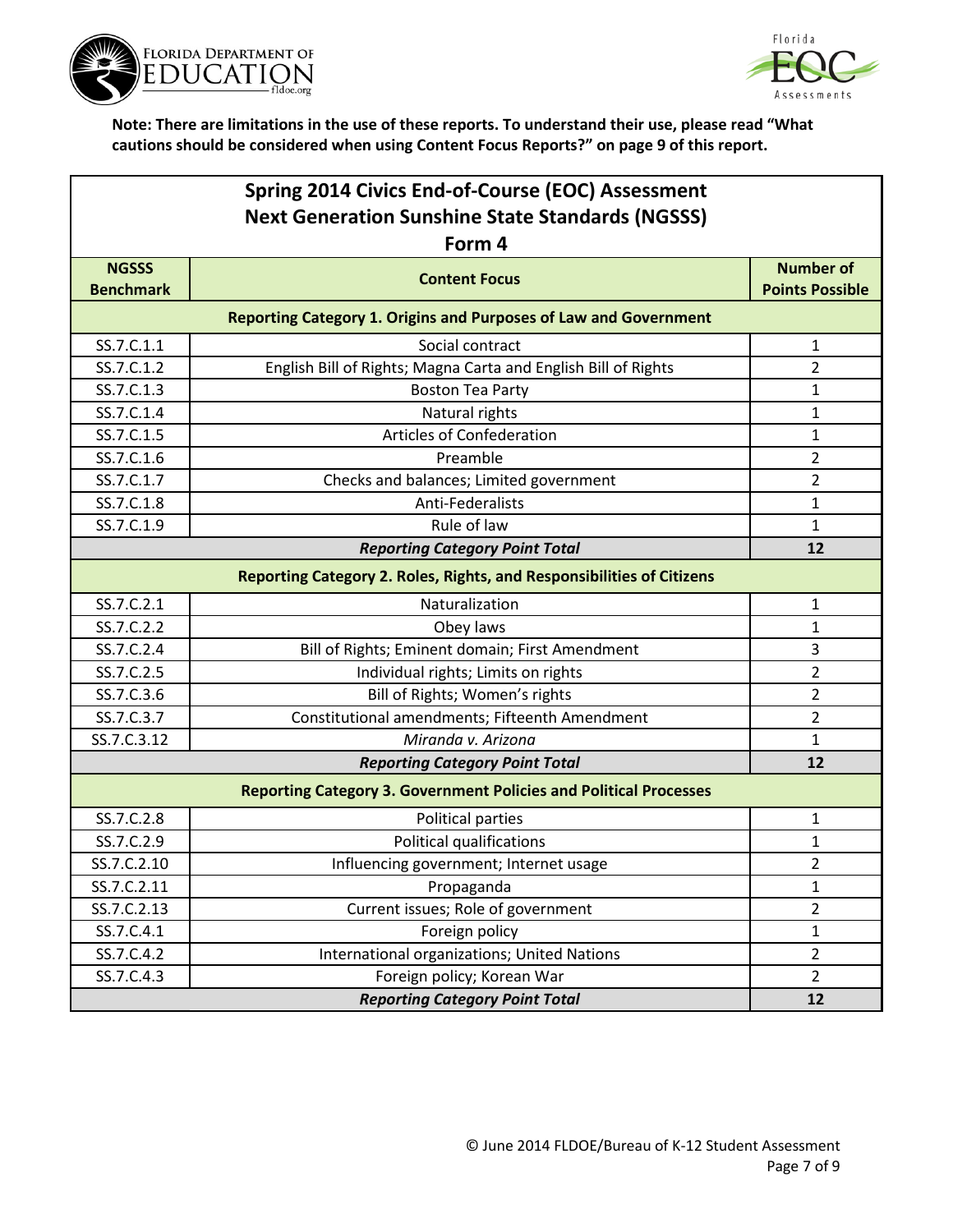**Note: There are limitations in the use of these reports. To understand their use, please read "What cautions should be considered when using Content Focus Reports?" on page 9 of this report.**

## Spring 2014 Civics End-of-Course (EOC) Assessment
## Next Generation Sunshine State Standards (NGSSS)
### Form 4

| NGSSS Benchmark | Content Focus | Number of Points Possible |
|---|---|---|
| **Reporting Category 1. Origins and Purposes of Law and Government** | | |
| SS.7.C.1.1 | Social contract | 1 |
| SS.7.C.1.2 | English Bill of Rights; Magna Carta and English Bill of Rights | 2 |
| SS.7.C.1.3 | Boston Tea Party | 1 |
| SS.7.C.1.4 | Natural rights | 1 |
| SS.7.C.1.5 | Articles of Confederation | 1 |
| SS.7.C.1.6 | Preamble | 2 |
| SS.7.C.1.7 | Checks and balances; Limited government | 2 |
| SS.7.C.1.8 | Anti-Federalists | 1 |
| SS.7.C.1.9 | Rule of law | 1 |
| | ***Reporting Category Point Total*** | **12** |
| **Reporting Category 2. Roles, Rights, and Responsibilities of Citizens** | | |
| SS.7.C.2.1 | Naturalization | 1 |
| SS.7.C.2.2 | Obey laws | 1 |
| SS.7.C.2.4 | Bill of Rights; Eminent domain; First Amendment | 3 |
| SS.7.C.2.5 | Individual rights; Limits on rights | 2 |
| SS.7.C.3.6 | Bill of Rights; Women's rights | 2 |
| SS.7.C.3.7 | Constitutional amendments; Fifteenth Amendment | 2 |
| SS.7.C.3.12 | *Miranda v. Arizona* | 1 |
| | ***Reporting Category Point Total*** | **12** |
| **Reporting Category 3. Government Policies and Political Processes** | | |
| SS.7.C.2.8 | Political parties | 1 |
| SS.7.C.2.9 | Political qualifications | 1 |
| SS.7.C.2.10 | Influencing government; Internet usage | 2 |
| SS.7.C.2.11 | Propaganda | 1 |
| SS.7.C.2.13 | Current issues; Role of government | 2 |
| SS.7.C.4.1 | Foreign policy | 1 |
| SS.7.C.4.2 | International organizations; United Nations | 2 |
| SS.7.C.4.3 | Foreign policy; Korean War | 2 |
| | ***Reporting Category Point Total*** | **12** |

© June 2014 FLDOE/Bureau of K-12 Student Assessment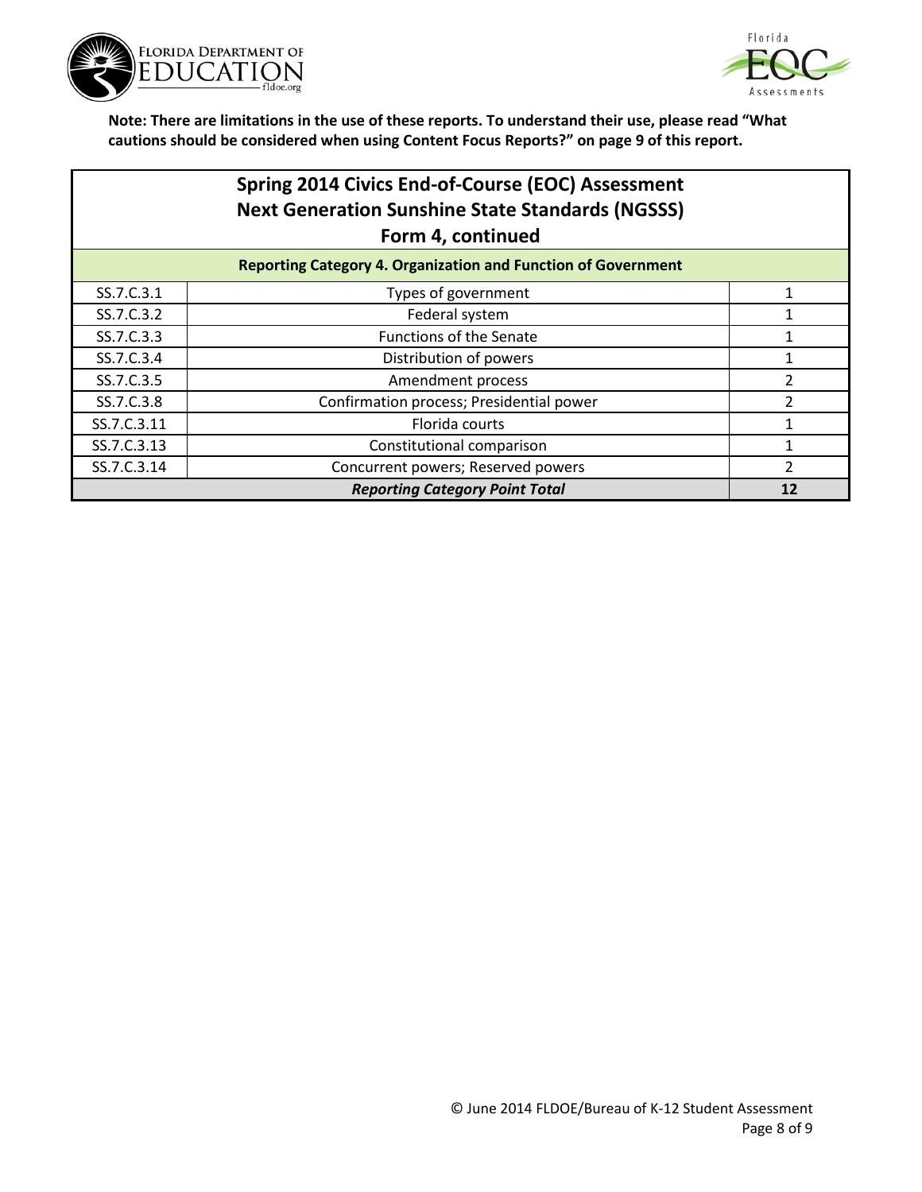**Note: There are limitations in the use of these reports. To understand their use, please read "What cautions should be considered when using Content Focus Reports?" on page 9 of this report.**

## Spring 2014 Civics End-of-Course (EOC) Assessment
## Next Generation Sunshine State Standards (NGSSS)
## Form 4, continued

| Reporting Category 4. Organization and Function of Government | | |
|---|---|---|
| SS.7.C.3.1 | Types of government | 1 |
| SS.7.C.3.2 | Federal system | 1 |
| SS.7.C.3.3 | Functions of the Senate | 1 |
| SS.7.C.3.4 | Distribution of powers | 1 |
| SS.7.C.3.5 | Amendment process | 2 |
| SS.7.C.3.8 | Confirmation process; Presidential power | 2 |
| SS.7.C.3.11 | Florida courts | 1 |
| SS.7.C.3.13 | Constitutional comparison | 1 |
| SS.7.C.3.14 | Concurrent powers; Reserved powers | 2 |
| ***Reporting Category Point Total*** | | **12** |

© June 2014 FLDOE/Bureau of K-12 Student Assessment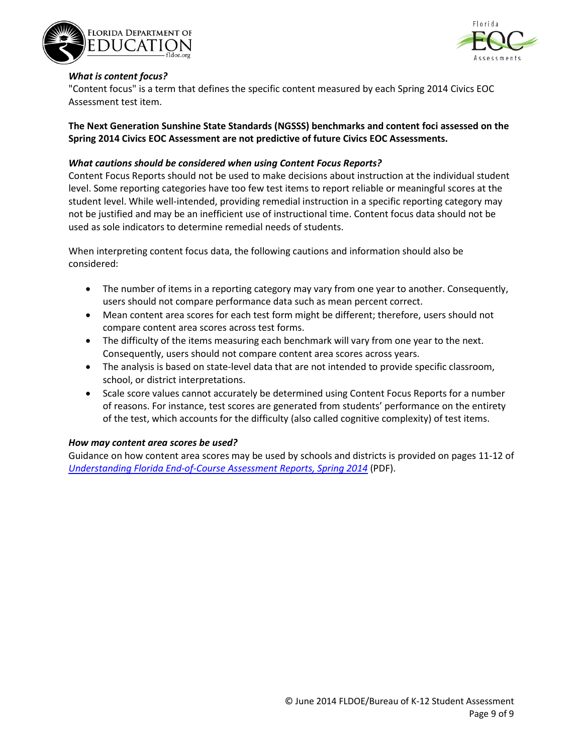***What is content focus?***

"Content focus" is a term that defines the specific content measured by each Spring 2014 Civics EOC Assessment test item.

**The Next Generation Sunshine State Standards (NGSSS) benchmarks and content foci assessed on the Spring 2014 Civics EOC Assessment are not predictive of future Civics EOC Assessments.**

***What cautions should be considered when using Content Focus Reports?***

Content Focus Reports should not be used to make decisions about instruction at the individual student level. Some reporting categories have too few test items to report reliable or meaningful scores at the student level. While well-intended, providing remedial instruction in a specific reporting category may not be justified and may be an inefficient use of instructional time. Content focus data should not be used as sole indicators to determine remedial needs of students.

When interpreting content focus data, the following cautions and information should also be considered:

- The number of items in a reporting category may vary from one year to another. Consequently, users should not compare performance data such as mean percent correct.
- Mean content area scores for each test form might be different; therefore, users should not compare content area scores across test forms.
- The difficulty of the items measuring each benchmark will vary from one year to the next. Consequently, users should not compare content area scores across years.
- The analysis is based on state-level data that are not intended to provide specific classroom, school, or district interpretations.
- Scale score values cannot accurately be determined using Content Focus Reports for a number of reasons. For instance, test scores are generated from students' performance on the entirety of the test, which accounts for the difficulty (also called cognitive complexity) of test items.

***How may content area scores be used?***

Guidance on how content area scores may be used by schools and districts is provided on pages 11-12 of *Understanding Florida End-of-Course Assessment Reports, Spring 2014* (PDF).